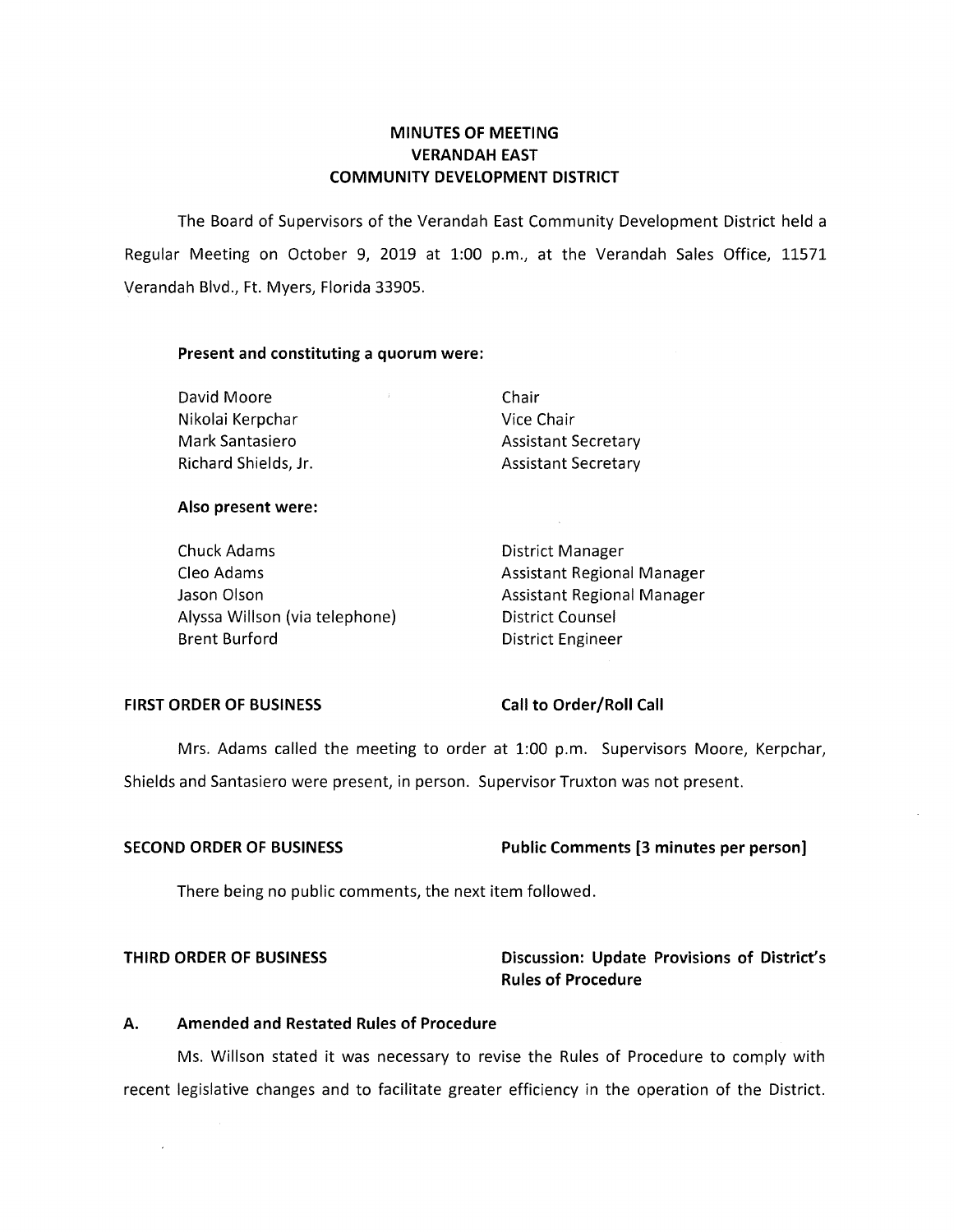# MINUTES OF MEETING
# VERANDAH EAST
# COMMUNITY DEVELOPMENT DISTRICT

The Board of Supervisors of the Verandah East Community Development District held a Regular Meeting on October 9, 2019 at 1:00 p.m., at the Verandah Sales Office, 11571 Verandah Blvd., Ft. Myers, Florida 33905.

**Present and constituting a quorum were:**

| | |
|---|---|
| David Moore | Chair |
| Nikolai Kerpchar | Vice Chair |
| Mark Santasiero | Assistant Secretary |
| Richard Shields, Jr. | Assistant Secretary |

**Also present were:**

| | |
|---|---|
| Chuck Adams | District Manager |
| Cleo Adams | Assistant Regional Manager |
| Jason Olson | Assistant Regional Manager |
| Alyssa Willson (via telephone) | District Counsel |
| Brent Burford | District Engineer |

**FIRST ORDER OF BUSINESS** **Call to Order/Roll Call**

Mrs. Adams called the meeting to order at 1:00 p.m. Supervisors Moore, Kerpchar, Shields and Santasiero were present, in person. Supervisor Truxton was not present.

**SECOND ORDER OF BUSINESS** **Public Comments [3 minutes per person]**

There being no public comments, the next item followed.

**THIRD ORDER OF BUSINESS** **Discussion: Update Provisions of District's Rules of Procedure**

**A. Amended and Restated Rules of Procedure**

Ms. Willson stated it was necessary to revise the Rules of Procedure to comply with recent legislative changes and to facilitate greater efficiency in the operation of the District.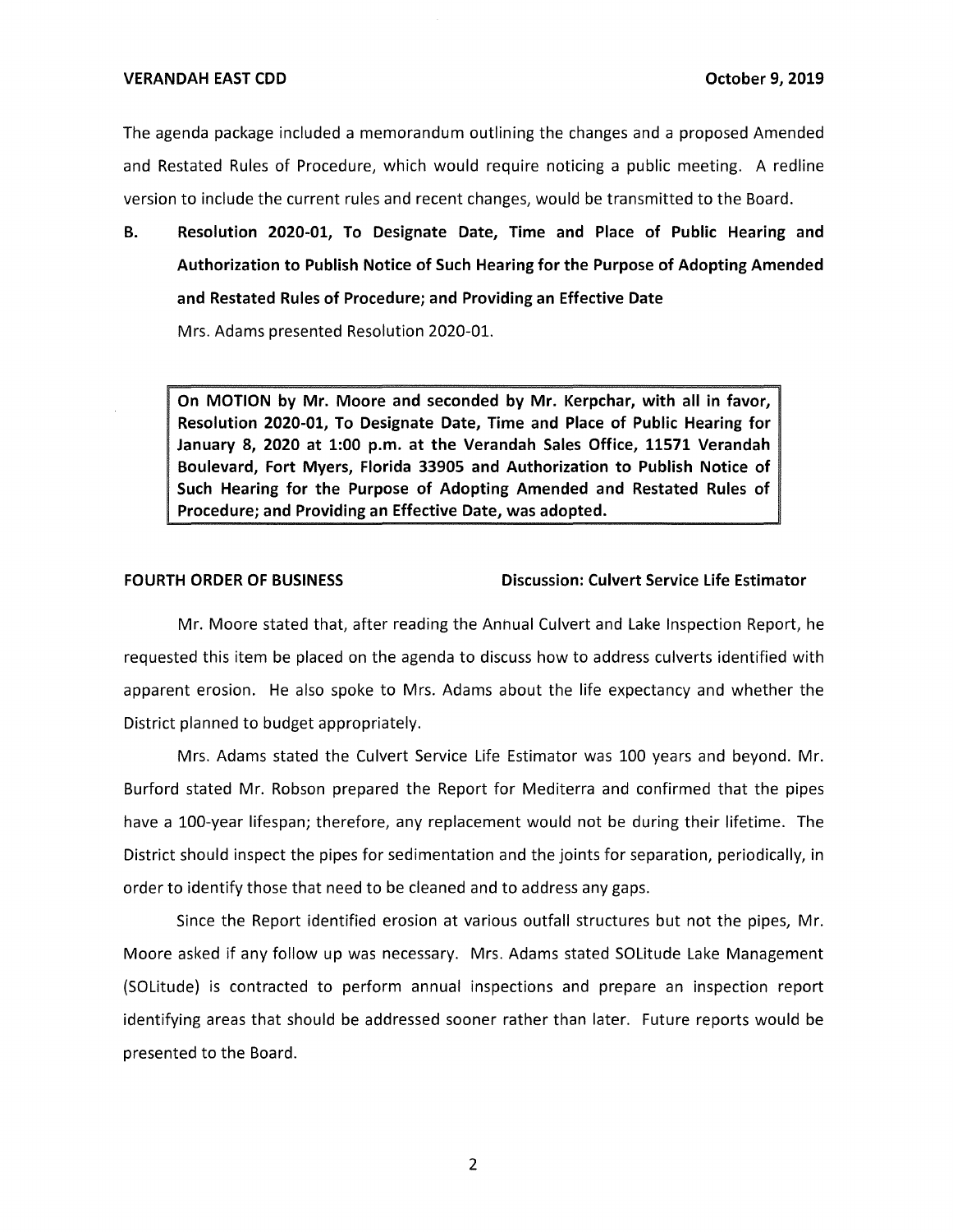The agenda package included a memorandum outlining the changes and a proposed Amended and Restated Rules of Procedure, which would require noticing a public meeting. A redline version to include the current rules and recent changes, would be transmitted to the Board.

**B. Resolution 2020-01, To Designate Date, Time and Place of Public Hearing and Authorization to Publish Notice of Such Hearing for the Purpose of Adopting Amended and Restated Rules of Procedure; and Providing an Effective Date**

Mrs. Adams presented Resolution 2020-01.

> **On MOTION by Mr. Moore and seconded by Mr. Kerpchar, with all in favor, Resolution 2020-01, To Designate Date, Time and Place of Public Hearing for January 8, 2020 at 1:00 p.m. at the Verandah Sales Office, 11571 Verandah Boulevard, Fort Myers, Florida 33905 and Authorization to Publish Notice of Such Hearing for the Purpose of Adopting Amended and Restated Rules of Procedure; and Providing an Effective Date, was adopted.**

**FOURTH ORDER OF BUSINESS** **Discussion: Culvert Service Life Estimator**

Mr. Moore stated that, after reading the Annual Culvert and Lake Inspection Report, he requested this item be placed on the agenda to discuss how to address culverts identified with apparent erosion. He also spoke to Mrs. Adams about the life expectancy and whether the District planned to budget appropriately.

Mrs. Adams stated the Culvert Service Life Estimator was 100 years and beyond. Mr. Burford stated Mr. Robson prepared the Report for Mediterra and confirmed that the pipes have a 100-year lifespan; therefore, any replacement would not be during their lifetime. The District should inspect the pipes for sedimentation and the joints for separation, periodically, in order to identify those that need to be cleaned and to address any gaps.

Since the Report identified erosion at various outfall structures but not the pipes, Mr. Moore asked if any follow up was necessary. Mrs. Adams stated SOLitude Lake Management (SOLitude) is contracted to perform annual inspections and prepare an inspection report identifying areas that should be addressed sooner rather than later. Future reports would be presented to the Board.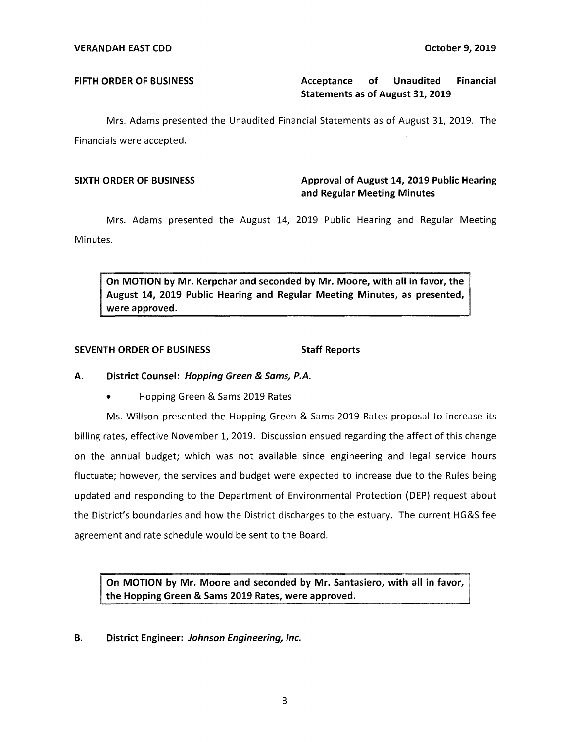**FIFTH ORDER OF BUSINESS** **Acceptance of Unaudited Financial Statements as of August 31, 2019**

Mrs. Adams presented the Unaudited Financial Statements as of August 31, 2019. The Financials were accepted.

**SIXTH ORDER OF BUSINESS** **Approval of August 14, 2019 Public Hearing and Regular Meeting Minutes**

Mrs. Adams presented the August 14, 2019 Public Hearing and Regular Meeting Minutes.

> **On MOTION by Mr. Kerpchar and seconded by Mr. Moore, with all in favor, the August 14, 2019 Public Hearing and Regular Meeting Minutes, as presented, were approved.**

**SEVENTH ORDER OF BUSINESS** **Staff Reports**

**A. District Counsel: *Hopping Green & Sams, P.A.***

- Hopping Green & Sams 2019 Rates

Ms. Willson presented the Hopping Green & Sams 2019 Rates proposal to increase its billing rates, effective November 1, 2019. Discussion ensued regarding the affect of this change on the annual budget; which was not available since engineering and legal service hours fluctuate; however, the services and budget were expected to increase due to the Rules being updated and responding to the Department of Environmental Protection (DEP) request about the District's boundaries and how the District discharges to the estuary. The current HG&S fee agreement and rate schedule would be sent to the Board.

> **On MOTION by Mr. Moore and seconded by Mr. Santasiero, with all in favor, the Hopping Green & Sams 2019 Rates, were approved.**

**B. District Engineer: *Johnson Engineering, Inc.***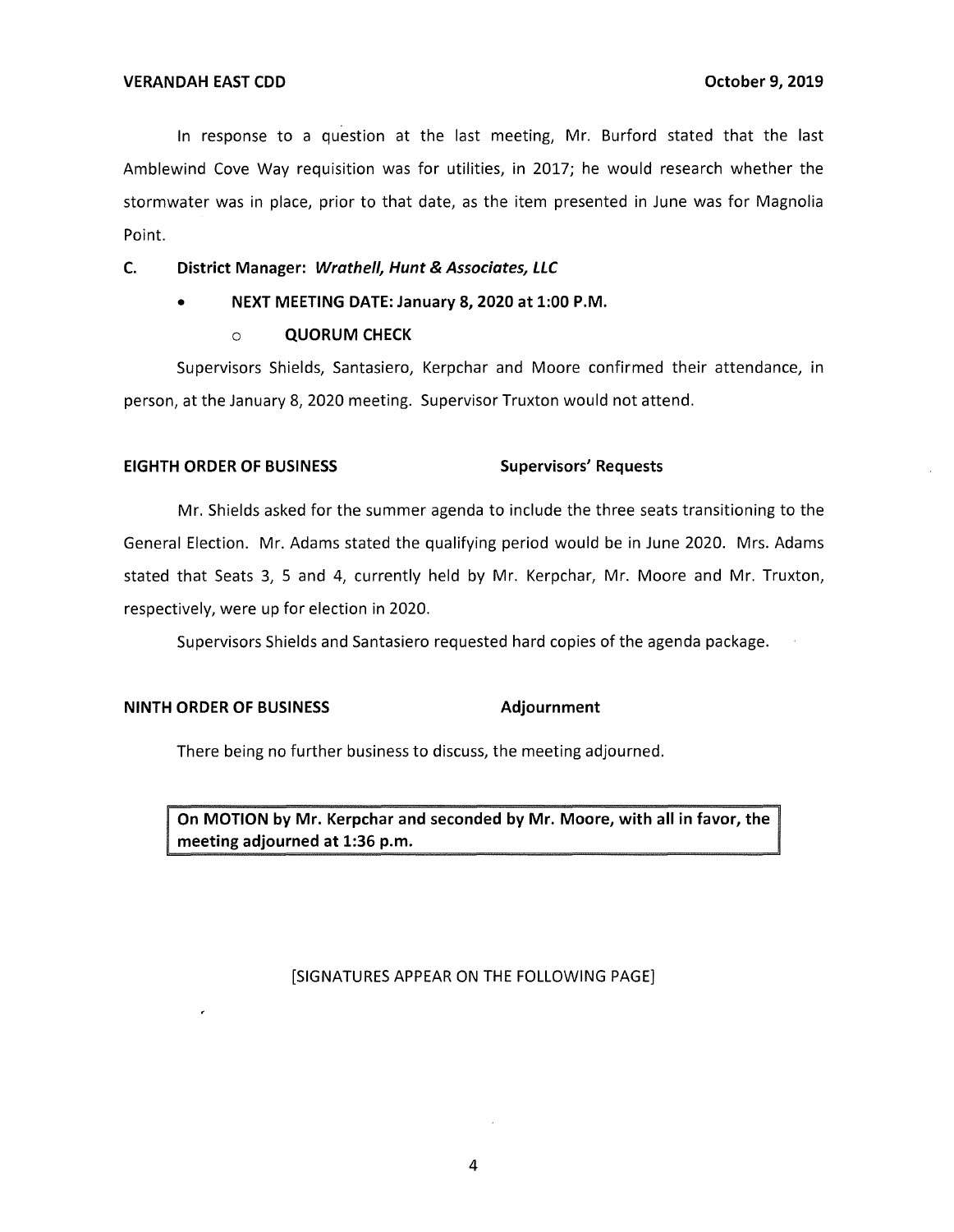In response to a question at the last meeting, Mr. Burford stated that the last Amblewind Cove Way requisition was for utilities, in 2017; he would research whether the stormwater was in place, prior to that date, as the item presented in June was for Magnolia Point.

**C. District Manager: *Wrathell, Hunt & Associates, LLC***

- **NEXT MEETING DATE: January 8, 2020 at 1:00 P.M.**
  - **QUORUM CHECK**

Supervisors Shields, Santasiero, Kerpchar and Moore confirmed their attendance, in person, at the January 8, 2020 meeting. Supervisor Truxton would not attend.

**EIGHTH ORDER OF BUSINESS — Supervisors' Requests**

Mr. Shields asked for the summer agenda to include the three seats transitioning to the General Election. Mr. Adams stated the qualifying period would be in June 2020. Mrs. Adams stated that Seats 3, 5 and 4, currently held by Mr. Kerpchar, Mr. Moore and Mr. Truxton, respectively, were up for election in 2020.

Supervisors Shields and Santasiero requested hard copies of the agenda package.

**NINTH ORDER OF BUSINESS — Adjournment**

There being no further business to discuss, the meeting adjourned.

> **On MOTION by Mr. Kerpchar and seconded by Mr. Moore, with all in favor, the meeting adjourned at 1:36 p.m.**

[SIGNATURES APPEAR ON THE FOLLOWING PAGE]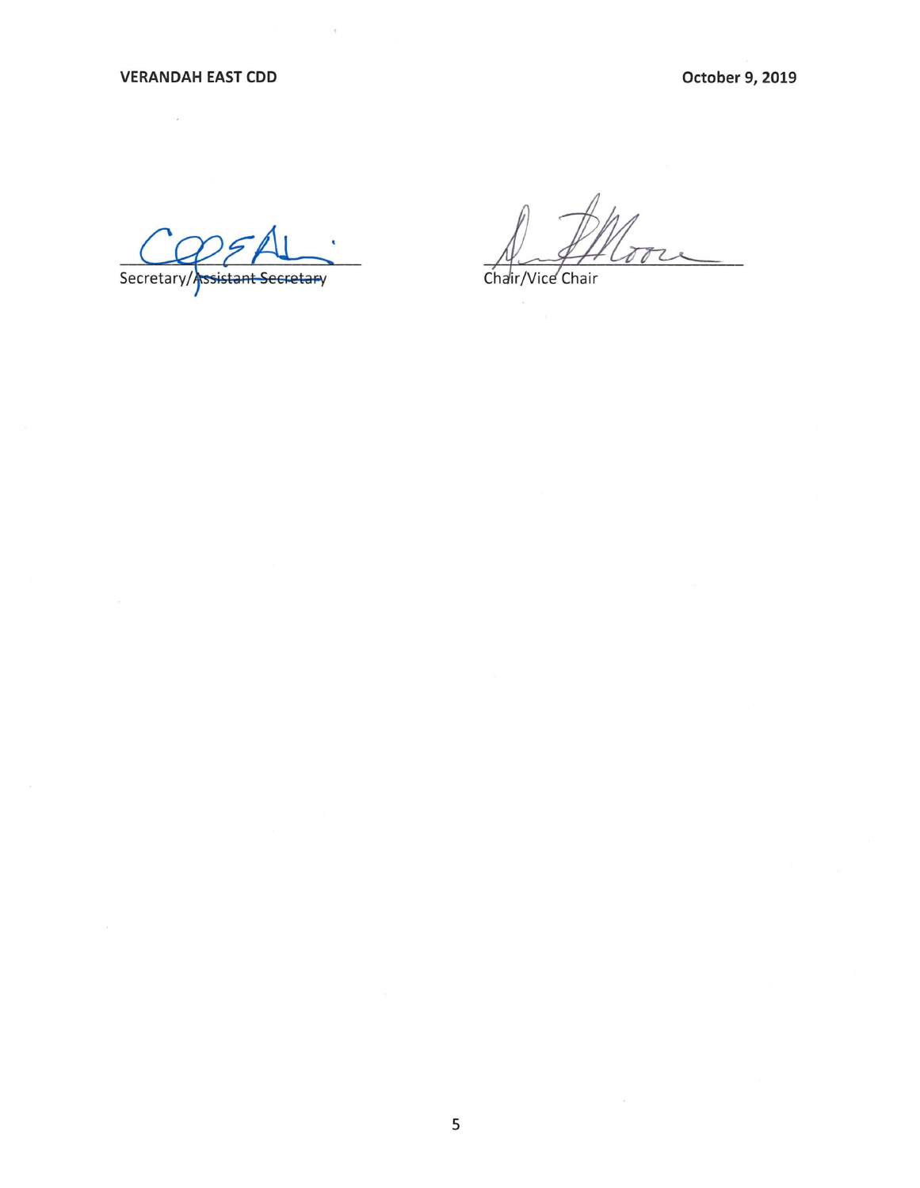Secretary/~~Assistant Secretary~~

Chair/Vice Chair